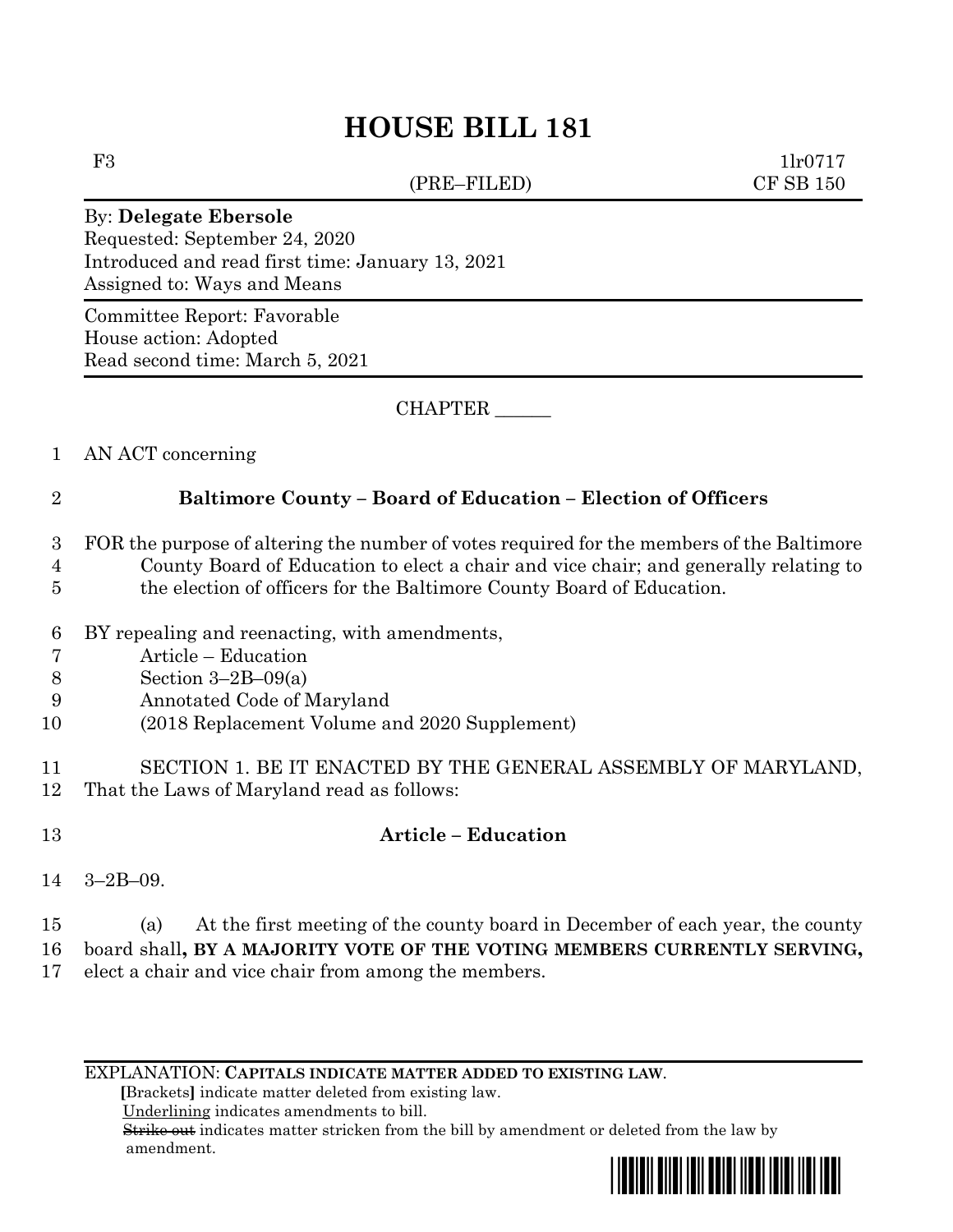# HOUSE BILL 181

F3 1lr0717
(PRE–FILED) CF SB 150

By: **Delegate Ebersole**
Requested: September 24, 2020
Introduced and read first time: January 13, 2021
Assigned to: Ways and Means

Committee Report: Favorable
House action: Adopted
Read second time: March 5, 2021

CHAPTER ______

1 AN ACT concerning

2 **Baltimore County – Board of Education – Election of Officers**

3 FOR the purpose of altering the number of votes required for the members of the Baltimore
4 County Board of Education to elect a chair and vice chair; and generally relating to
5 the election of officers for the Baltimore County Board of Education.

6 BY repealing and reenacting, with amendments,
7 Article – Education
8 Section 3–2B–09(a)
9 Annotated Code of Maryland
10 (2018 Replacement Volume and 2020 Supplement)

11 SECTION 1. BE IT ENACTED BY THE GENERAL ASSEMBLY OF MARYLAND,
12 That the Laws of Maryland read as follows:

13 **Article – Education**

14 3–2B–09.

15 (a) At the first meeting of the county board in December of each year, the county
16 board shall**, BY A MAJORITY VOTE OF THE VOTING MEMBERS CURRENTLY SERVING,**
17 elect a chair and vice chair from among the members.

EXPLANATION: **CAPITALS INDICATE MATTER ADDED TO EXISTING LAW**.
**[**Brackets**]** indicate matter deleted from existing law.
Underlining indicates amendments to bill.
~~Strike out~~ indicates matter stricken from the bill by amendment or deleted from the law by amendment.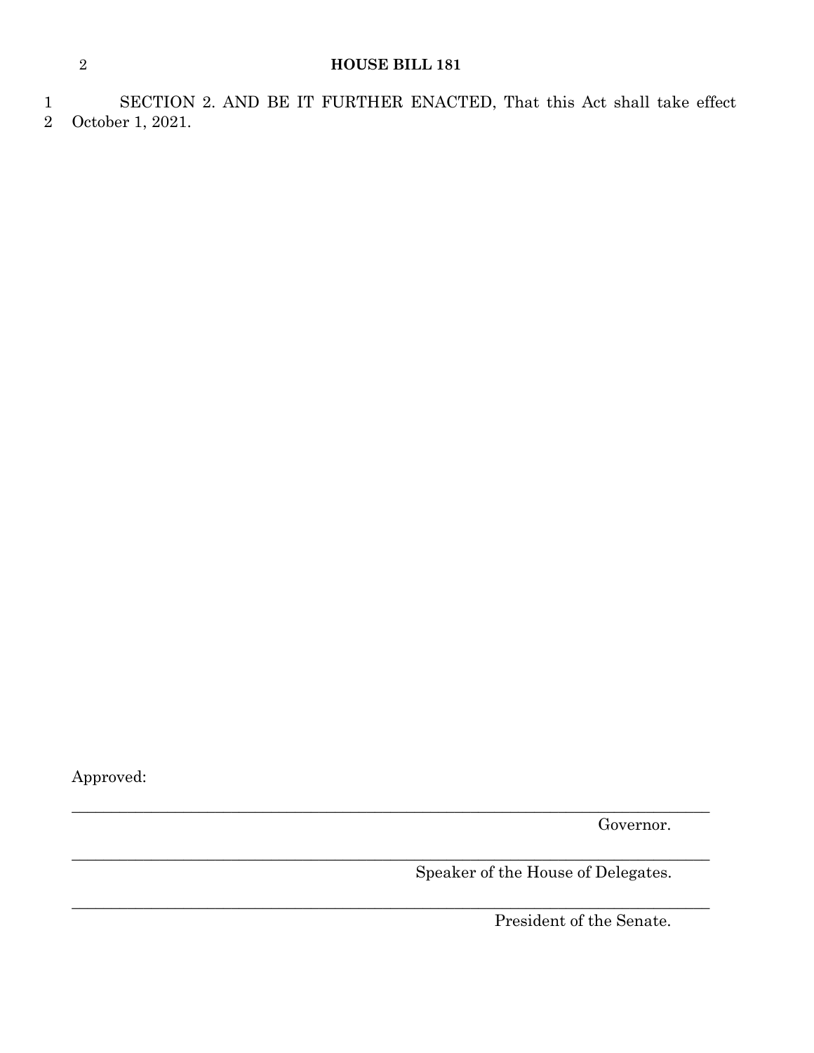SECTION 2. AND BE IT FURTHER ENACTED, That this Act shall take effect October 1, 2021.

Approved:

\_\_\_\_\_\_\_\_\_\_\_\_\_\_\_\_\_\_\_\_\_\_\_\_\_\_\_\_\_\_\_\_\_\_\_\_\_\_\_\_\_\_\_\_\_\_\_\_\_\_\_\_\_\_\_\_\_\_\_\_\_\_\_\_

Governor.

\_\_\_\_\_\_\_\_\_\_\_\_\_\_\_\_\_\_\_\_\_\_\_\_\_\_\_\_\_\_\_\_\_\_\_\_\_\_\_\_\_\_\_\_\_\_\_\_\_\_\_\_\_\_\_\_\_\_\_\_\_\_\_\_

Speaker of the House of Delegates.

\_\_\_\_\_\_\_\_\_\_\_\_\_\_\_\_\_\_\_\_\_\_\_\_\_\_\_\_\_\_\_\_\_\_\_\_\_\_\_\_\_\_\_\_\_\_\_\_\_\_\_\_\_\_\_\_\_\_\_\_\_\_\_\_

President of the Senate.